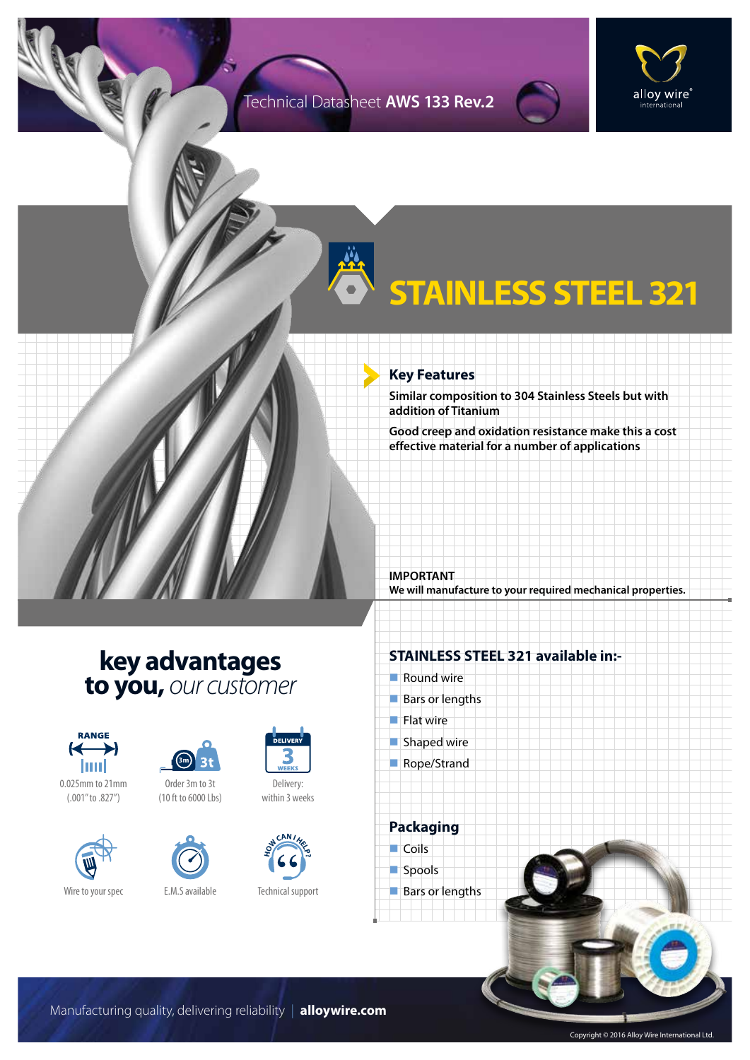Technical Datasheet **AWS 133 Rev.2**

# STAINLESS STEEL 321

## Key Features

**Similar composition to 304 Stainless Steels but with addition of Titanium**

**Good creep and oxidation resistance make this a cost effective material for a number of applications**

**IMPORTANT**
**We will manufacture to your required mechanical properties.**

## key advantages to you, *our customer*

- RANGE: 0.025mm to 21mm (.001" to .827")
- Order 3m to 3t (10 ft to 6000 Lbs)
- Delivery: within 3 weeks
- Wire to your spec
- E.M.S available
- Technical support

## STAINLESS STEEL 321 available in:-

- Round wire
- Bars or lengths
- Flat wire
- Shaped wire
- Rope/Strand

## Packaging

- Coils
- Spools
- Bars or lengths

Manufacturing quality, delivering reliability | **alloywire.com**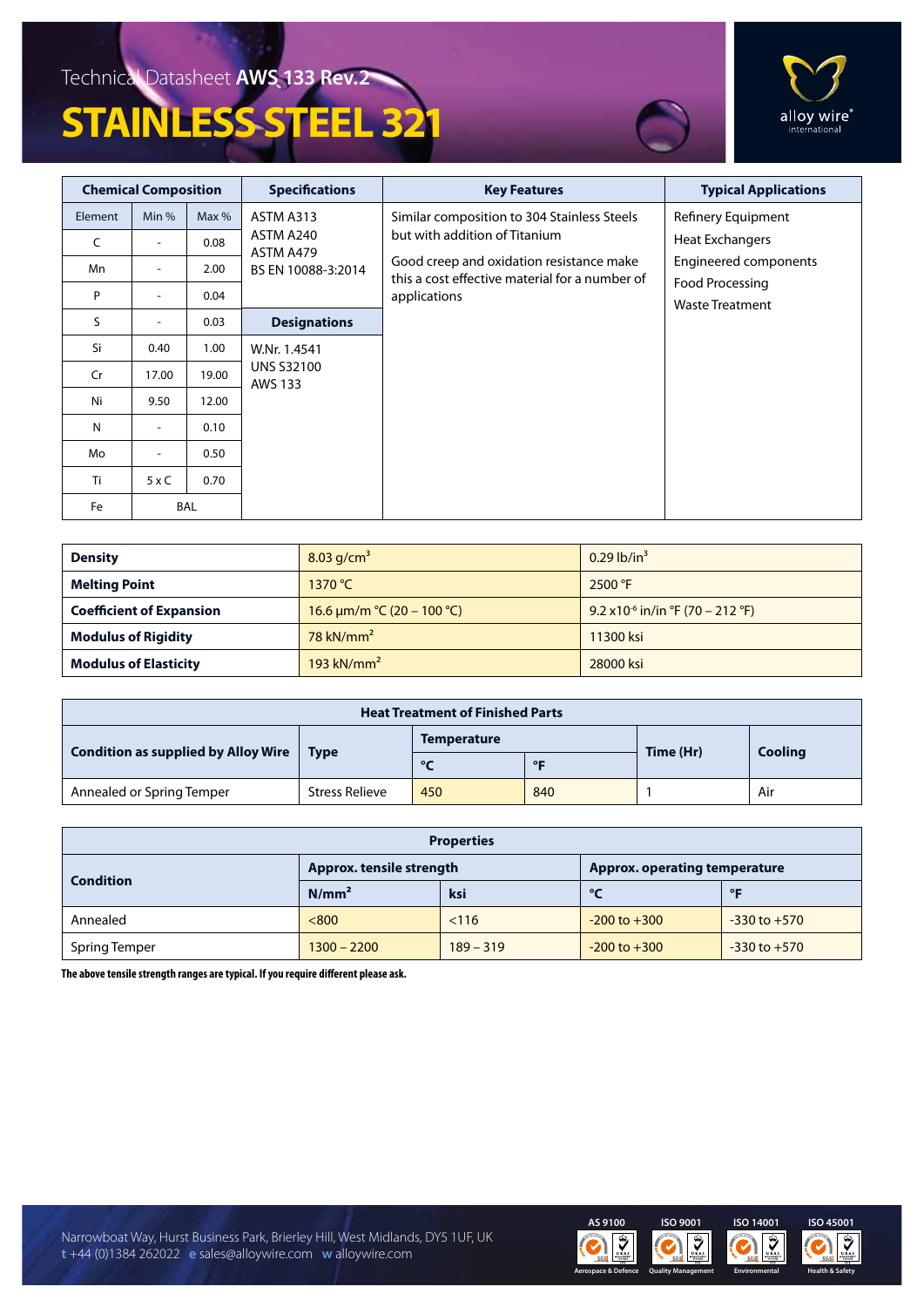Technical Datasheet **AWS 133 Rev.2**

# STAINLESS STEEL 321

| Chemical Composition | | | Specifications | Key Features | Typical Applications |
|---|---|---|---|---|---|
| Element | Min % | Max % | ASTM A313<br>ASTM A240<br>ASTM A479<br>BS EN 10088-3:2014 | Similar composition to 304 Stainless Steels but with addition of Titanium<br><br>Good creep and oxidation resistance make this a cost effective material for a number of applications | Refinery Equipment<br>Heat Exchangers<br>Engineered components<br>Food Processing<br>Waste Treatment |
| C | - | 0.08 | | | |
| Mn | - | 2.00 | | | |
| P | - | 0.04 | | | |
| S | - | 0.03 | **Designations** | | |
| Si | 0.40 | 1.00 | W.Nr. 1.4541<br>UNS S32100<br>AWS 133 | | |
| Cr | 17.00 | 19.00 | | | |
| Ni | 9.50 | 12.00 | | | |
| N | - | 0.10 | | | |
| Mo | - | 0.50 | | | |
| Ti | 5 x C | 0.70 | | | |
| Fe | BAL | | | | |

| | | |
|---|---|---|
| **Density** | 8.03 g/cm$^3$ | 0.29 lb/in$^3$ |
| **Melting Point** | 1370 °C | 2500 °F |
| **Coefficient of Expansion** | 16.6 µm/m °C (20 – 100 °C) | 9.2 x10$^{-6}$ in/in °F (70 – 212 °F) |
| **Modulus of Rigidity** | 78 kN/mm$^2$ | 11300 ksi |
| **Modulus of Elasticity** | 193 kN/mm$^2$ | 28000 ksi |

| Heat Treatment of Finished Parts | | | | | |
|---|---|---|---|---|---|
| **Condition as supplied by Alloy Wire** | **Type** | **Temperature** | | **Time (Hr)** | **Cooling** |
| | | **°C** | **°F** | | |
| Annealed or Spring Temper | Stress Relieve | 450 | 840 | 1 | Air |

| Properties | | | | |
|---|---|---|---|---|
| **Condition** | **Approx. tensile strength** | | **Approx. operating temperature** | |
| | **N/mm$^2$** | **ksi** | **°C** | **°F** |
| Annealed | <800 | <116 | -200 to +300 | -330 to +570 |
| Spring Temper | 1300 – 2200 | 189 – 319 | -200 to +300 | -330 to +570 |

**The above tensile strength ranges are typical. If you require different please ask.**

Narrowboat Way, Hurst Business Park, Brierley Hill, West Midlands, DY5 1UF, UK
t +44 (0)1384 262022 e sales@alloywire.com w alloywire.com

AS 9100 Aerospace & Defence | ISO 9001 Quality Management | ISO 14001 Environmental | ISO 45001 Health & Safety